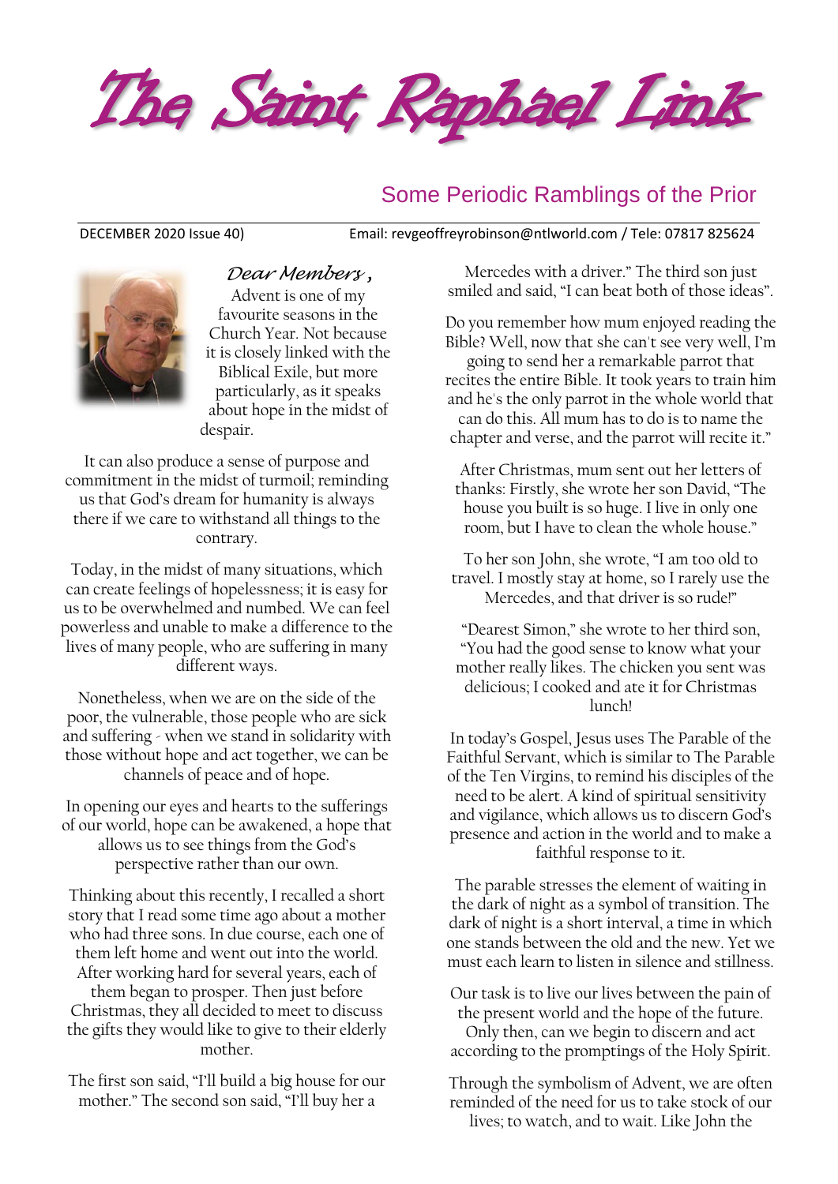# The Saint Raphael Link

## Some Periodic Ramblings of the Prior

DECEMBER 2020 Issue 40) Email: revgeoffreyrobinson@ntlworld.com / Tele: 07817 825624

*Dear Members,*

Advent is one of my favourite seasons in the Church Year. Not because it is closely linked with the Biblical Exile, but more particularly, as it speaks about hope in the midst of despair.

It can also produce a sense of purpose and commitment in the midst of turmoil; reminding us that God's dream for humanity is always there if we care to withstand all things to the contrary.

Today, in the midst of many situations, which can create feelings of hopelessness; it is easy for us to be overwhelmed and numbed. We can feel powerless and unable to make a difference to the lives of many people, who are suffering in many different ways.

Nonetheless, when we are on the side of the poor, the vulnerable, those people who are sick and suffering - when we stand in solidarity with those without hope and act together, we can be channels of peace and of hope.

In opening our eyes and hearts to the sufferings of our world, hope can be awakened, a hope that allows us to see things from the God's perspective rather than our own.

Thinking about this recently, I recalled a short story that I read some time ago about a mother who had three sons. In due course, each one of them left home and went out into the world. After working hard for several years, each of them began to prosper. Then just before Christmas, they all decided to meet to discuss the gifts they would like to give to their elderly mother.

The first son said, "I'll build a big house for our mother." The second son said, "I'll buy her a Mercedes with a driver." The third son just smiled and said, "I can beat both of those ideas".

Do you remember how mum enjoyed reading the Bible? Well, now that she can't see very well, I'm going to send her a remarkable parrot that recites the entire Bible. It took years to train him and he's the only parrot in the whole world that can do this. All mum has to do is to name the chapter and verse, and the parrot will recite it."

After Christmas, mum sent out her letters of thanks: Firstly, she wrote her son David, "The house you built is so huge. I live in only one room, but I have to clean the whole house."

To her son John, she wrote, "I am too old to travel. I mostly stay at home, so I rarely use the Mercedes, and that driver is so rude!"

"Dearest Simon," she wrote to her third son, "You had the good sense to know what your mother really likes. The chicken you sent was delicious; I cooked and ate it for Christmas lunch!

In today's Gospel, Jesus uses The Parable of the Faithful Servant, which is similar to The Parable of the Ten Virgins, to remind his disciples of the need to be alert. A kind of spiritual sensitivity and vigilance, which allows us to discern God's presence and action in the world and to make a faithful response to it.

The parable stresses the element of waiting in the dark of night as a symbol of transition. The dark of night is a short interval, a time in which one stands between the old and the new. Yet we must each learn to listen in silence and stillness.

Our task is to live our lives between the pain of the present world and the hope of the future. Only then, can we begin to discern and act according to the promptings of the Holy Spirit.

Through the symbolism of Advent, we are often reminded of the need for us to take stock of our lives; to watch, and to wait. Like John the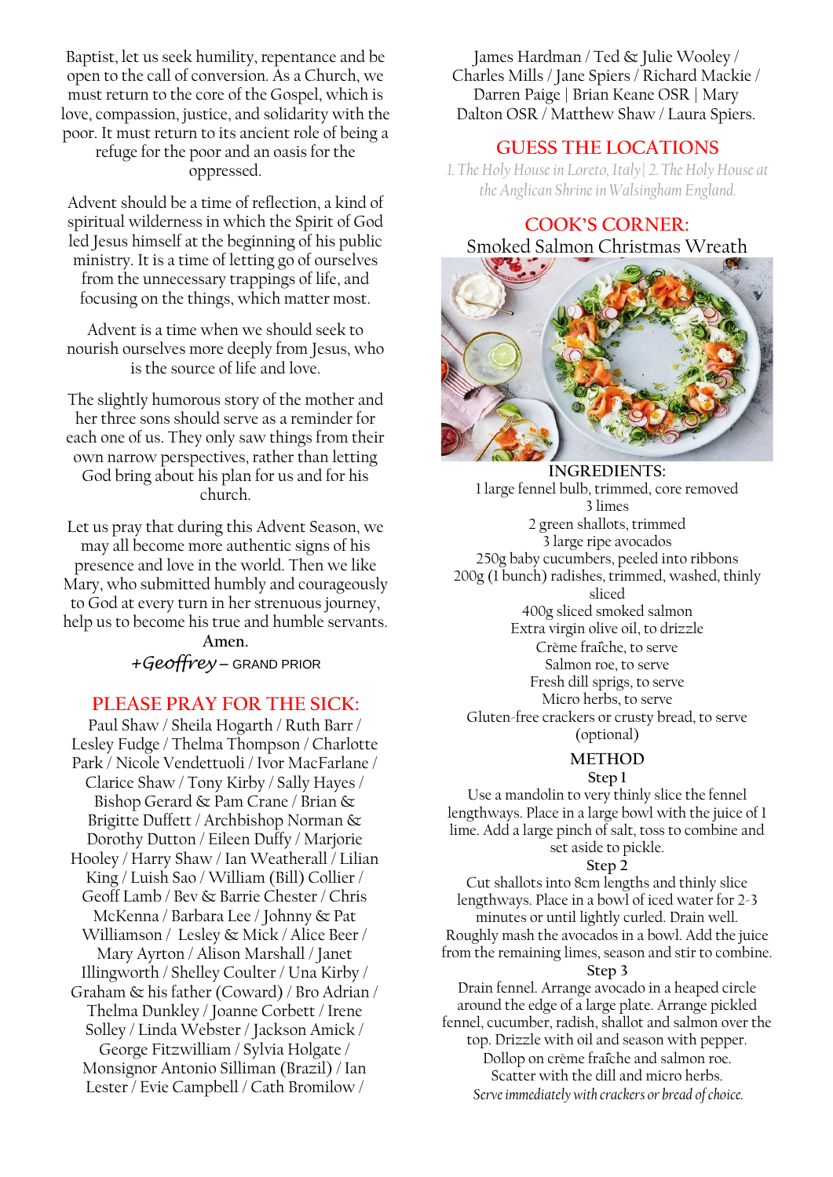Baptist, let us seek humility, repentance and be open to the call of conversion. As a Church, we must return to the core of the Gospel, which is love, compassion, justice, and solidarity with the poor. It must return to its ancient role of being a refuge for the poor and an oasis for the oppressed.

Advent should be a time of reflection, a kind of spiritual wilderness in which the Spirit of God led Jesus himself at the beginning of his public ministry. It is a time of letting go of ourselves from the unnecessary trappings of life, and focusing on the things, which matter most.

Advent is a time when we should seek to nourish ourselves more deeply from Jesus, who is the source of life and love.

The slightly humorous story of the mother and her three sons should serve as a reminder for each one of us. They only saw things from their own narrow perspectives, rather than letting God bring about his plan for us and for his church.

Let us pray that during this Advent Season, we may all become more authentic signs of his presence and love in the world. Then we like Mary, who submitted humbly and courageously to God at every turn in her strenuous journey, help us to become his true and humble servants.

**Amen.**

*+Geoffrey* – GRAND PRIOR

## PLEASE PRAY FOR THE SICK:

Paul Shaw / Sheila Hogarth / Ruth Barr / Lesley Fudge / Thelma Thompson / Charlotte Park / Nicole Vendettuoli / Ivor MacFarlane / Clarice Shaw / Tony Kirby / Sally Hayes / Bishop Gerard & Pam Crane / Brian & Brigitte Duffett / Archbishop Norman & Dorothy Dutton / Eileen Duffy / Marjorie Hooley / Harry Shaw / Ian Weatherall / Lilian King / Luish Sao / William (Bill) Collier / Geoff Lamb / Bev & Barrie Chester / Chris McKenna / Barbara Lee / Johnny & Pat Williamson / Lesley & Mick / Alice Beer / Mary Ayrton / Alison Marshall / Janet Illingworth / Shelley Coulter / Una Kirby / Graham & his father (Coward) / Bro Adrian / Thelma Dunkley / Joanne Corbett / Irene Solley / Linda Webster / Jackson Amick / George Fitzwilliam / Sylvia Holgate / Monsignor Antonio Silliman (Brazil) / Ian Lester / Evie Campbell / Cath Bromilow / James Hardman / Ted & Julie Wooley / Charles Mills / Jane Spiers / Richard Mackie / Darren Paige | Brian Keane OSR | Mary Dalton OSR / Matthew Shaw / Laura Spiers.

## GUESS THE LOCATIONS

*1. The Holy House in Loreto, Italy | 2. The Holy House at the Anglican Shrine in Walsingham England.*

## COOK'S CORNER:

### Smoked Salmon Christmas Wreath

**INGREDIENTS:**

1 large fennel bulb, trimmed, core removed
3 limes
2 green shallots, trimmed
3 large ripe avocados
250g baby cucumbers, peeled into ribbons
200g (1 bunch) radishes, trimmed, washed, thinly sliced
400g sliced smoked salmon
Extra virgin olive oil, to drizzle
Crème fraîche, to serve
Salmon roe, to serve
Fresh dill sprigs, to serve
Micro herbs, to serve
Gluten-free crackers or crusty bread, to serve (optional)

**METHOD**

**Step 1**

Use a mandolin to very thinly slice the fennel lengthways. Place in a large bowl with the juice of 1 lime. Add a large pinch of salt, toss to combine and set aside to pickle.

**Step 2**

Cut shallots into 8cm lengths and thinly slice lengthways. Place in a bowl of iced water for 2-3 minutes or until lightly curled. Drain well. Roughly mash the avocados in a bowl. Add the juice from the remaining limes, season and stir to combine.

**Step 3**

Drain fennel. Arrange avocado in a heaped circle around the edge of a large plate. Arrange pickled fennel, cucumber, radish, shallot and salmon over the top. Drizzle with oil and season with pepper. Dollop on crème fraîche and salmon roe. Scatter with the dill and micro herbs.

*Serve immediately with crackers or bread of choice.*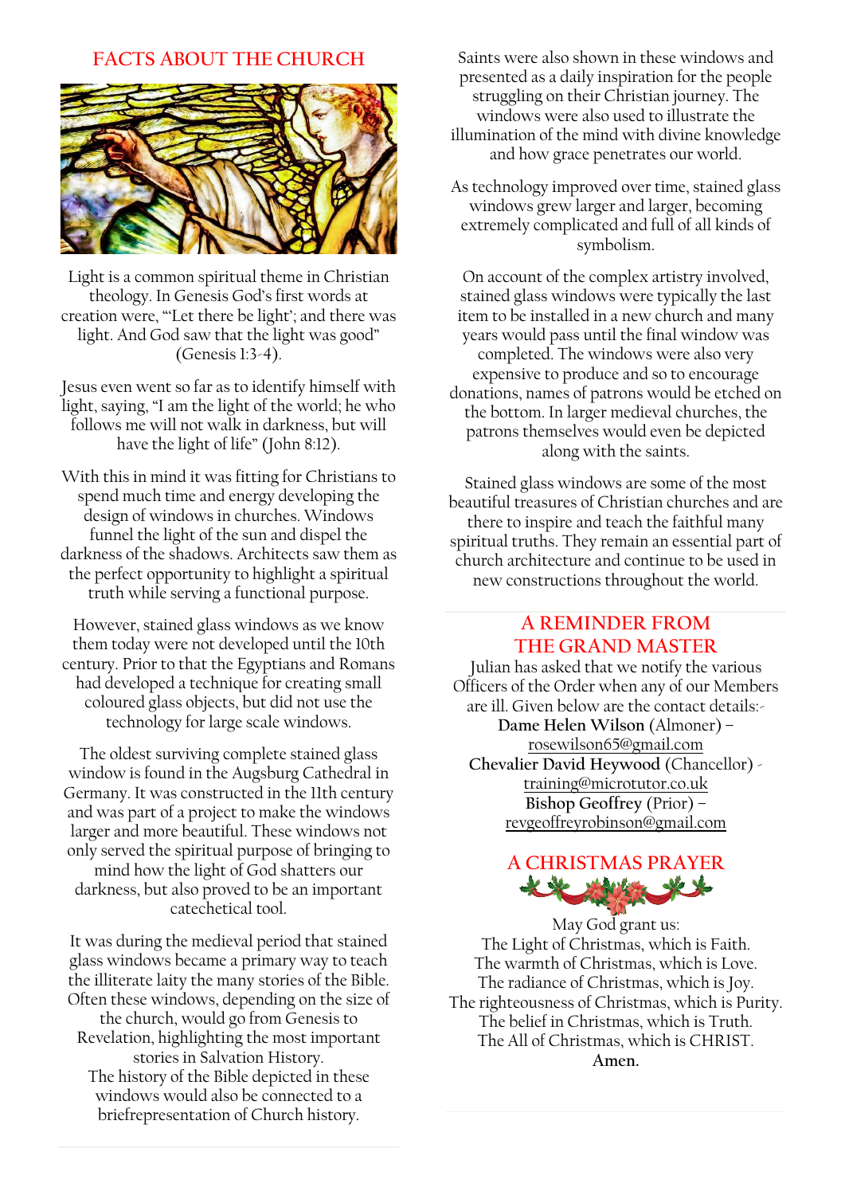## FACTS ABOUT THE CHURCH

Light is a common spiritual theme in Christian theology. In Genesis God's first words at creation were, "'Let there be light'; and there was light. And God saw that the light was good" (Genesis 1:3-4).

Jesus even went so far as to identify himself with light, saying, "I am the light of the world; he who follows me will not walk in darkness, but will have the light of life" (John 8:12).

With this in mind it was fitting for Christians to spend much time and energy developing the design of windows in churches. Windows funnel the light of the sun and dispel the darkness of the shadows. Architects saw them as the perfect opportunity to highlight a spiritual truth while serving a functional purpose.

However, stained glass windows as we know them today were not developed until the 10th century. Prior to that the Egyptians and Romans had developed a technique for creating small coloured glass objects, but did not use the technology for large scale windows.

The oldest surviving complete stained glass window is found in the Augsburg Cathedral in Germany. It was constructed in the 11th century and was part of a project to make the windows larger and more beautiful. These windows not only served the spiritual purpose of bringing to mind how the light of God shatters our darkness, but also proved to be an important catechetical tool.

It was during the medieval period that stained glass windows became a primary way to teach the illiterate laity the many stories of the Bible. Often these windows, depending on the size of the church, would go from Genesis to Revelation, highlighting the most important stories in Salvation History.
The history of the Bible depicted in these windows would also be connected to a briefrepresentation of Church history.

Saints were also shown in these windows and presented as a daily inspiration for the people struggling on their Christian journey. The windows were also used to illustrate the illumination of the mind with divine knowledge and how grace penetrates our world.

As technology improved over time, stained glass windows grew larger and larger, becoming extremely complicated and full of all kinds of symbolism.

On account of the complex artistry involved, stained glass windows were typically the last item to be installed in a new church and many years would pass until the final window was completed. The windows were also very expensive to produce and so to encourage donations, names of patrons would be etched on the bottom. In larger medieval churches, the patrons themselves would even be depicted along with the saints.

Stained glass windows are some of the most beautiful treasures of Christian churches and are there to inspire and teach the faithful many spiritual truths. They remain an essential part of church architecture and continue to be used in new constructions throughout the world.

## A REMINDER FROM THE GRAND MASTER

Julian has asked that we notify the various Officers of the Order when any of our Members are ill. Given below are the contact details:-
**Dame Helen Wilson** (Almoner) – rosewilson65@gmail.com
**Chevalier David Heywood** (Chancellor) - training@microtutor.co.uk
**Bishop Geoffrey** (Prior) – revgeoffreyrobinson@gmail.com

## A CHRISTMAS PRAYER

May God grant us:
The Light of Christmas, which is Faith.
The warmth of Christmas, which is Love.
The radiance of Christmas, which is Joy.
The righteousness of Christmas, which is Purity.
The belief in Christmas, which is Truth.
The All of Christmas, which is CHRIST.
**Amen.**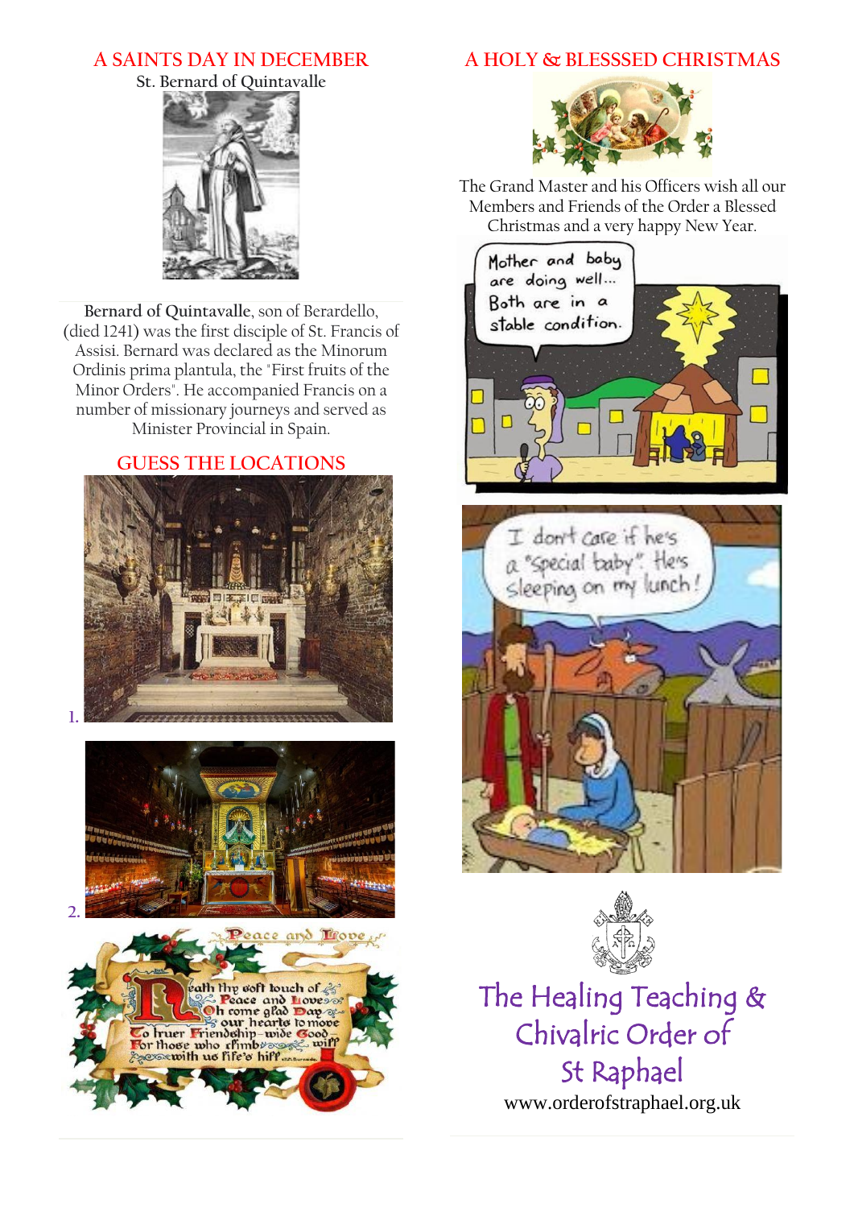## A SAINTS DAY IN DECEMBER

St. Bernard of Quintavalle

**Bernard of Quintavalle**, son of Berardello, (died 1241) was the first disciple of St. Francis of Assisi. Bernard was declared as the Minorum Ordinis prima plantula, the "First fruits of the Minor Orders". He accompanied Francis on a number of missionary journeys and served as Minister Provincial in Spain.

## GUESS THE LOCATIONS

1.

2.

## A HOLY & BLESSSED CHRISTMAS

The Grand Master and his Officers wish all our Members and Friends of the Order a Blessed Christmas and a very happy New Year.

The Healing Teaching & Chivalric Order of St Raphael

www.orderofstraphael.org.uk